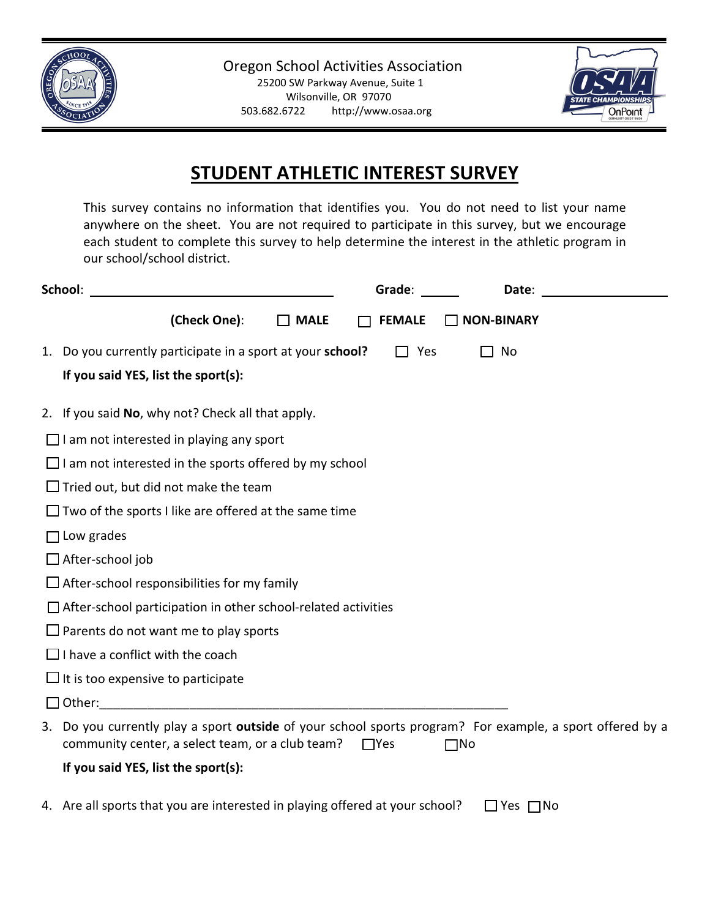Oregon School Activities Association
25200 SW Parkway Avenue, Suite 1
Wilsonville, OR 97070
503.682.6722 http://www.osaa.org

# STUDENT ATHLETIC INTEREST SURVEY

This survey contains no information that identifies you. You do not need to list your name anywhere on the sheet. You are not required to participate in this survey, but we encourage each student to complete this survey to help determine the interest in the athletic program in our school/school district.

**School**: ______________________ **Grade**: ______ **Date**: ______________

**(Check One)**: ☐ **MALE** ☐ **FEMALE** ☐ **NON-BINARY**

1. Do you currently participate in a sport at your **school?** ☐ Yes ☐ No

   **If you said YES, list the sport(s):**

2. If you said **No**, why not? Check all that apply.

☐ I am not interested in playing any sport

☐ I am not interested in the sports offered by my school

☐ Tried out, but did not make the team

☐ Two of the sports I like are offered at the same time

☐ Low grades

☐ After-school job

☐ After-school responsibilities for my family

☐ After-school participation in other school-related activities

☐ Parents do not want me to play sports

☐ I have a conflict with the coach

☐ It is too expensive to participate

☐ Other:____________________________________________________________

3. Do you currently play a sport **outside** of your school sports program? For example, a sport offered by a community center, a select team, or a club team? ☐Yes ☐No

   **If you said YES, list the sport(s):**

4. Are all sports that you are interested in playing offered at your school? ☐ Yes ☐No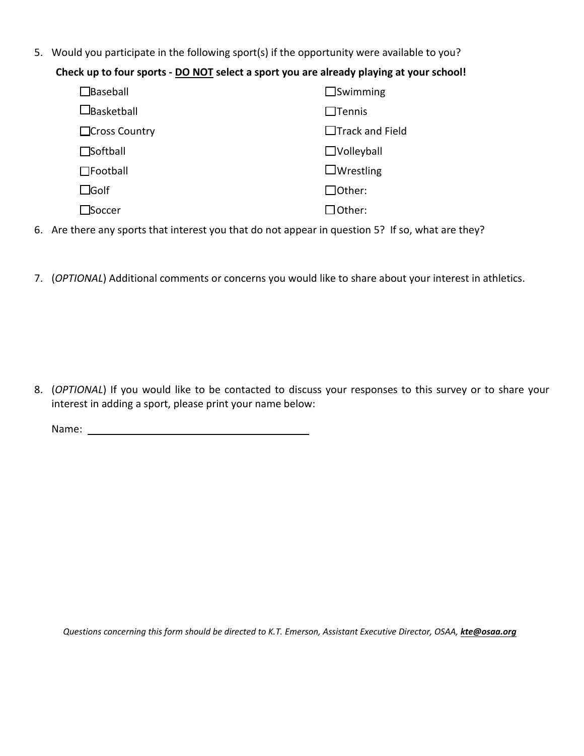5. Would you participate in the following sport(s) if the opportunity were available to you?

   **Check up to four sports - <u>DO NOT</u> select a sport you are already playing at your school!**

   - ☐ Baseball
   - ☐ Basketball
   - ☐ Cross Country
   - ☐ Softball
   - ☐ Football
   - ☐ Golf
   - ☐ Soccer
   - ☐ Swimming
   - ☐ Tennis
   - ☐ Track and Field
   - ☐ Volleyball
   - ☐ Wrestling
   - ☐ Other:
   - ☐ Other:

6. Are there any sports that interest you that do not appear in question 5? If so, what are they?

7. (*OPTIONAL*) Additional comments or concerns you would like to share about your interest in athletics.

8. (*OPTIONAL*) If you would like to be contacted to discuss your responses to this survey or to share your interest in adding a sport, please print your name below:

   Name: ________________________________________

*Questions concerning this form should be directed to K.T. Emerson, Assistant Executive Director, OSAA, **kte@osaa.org***